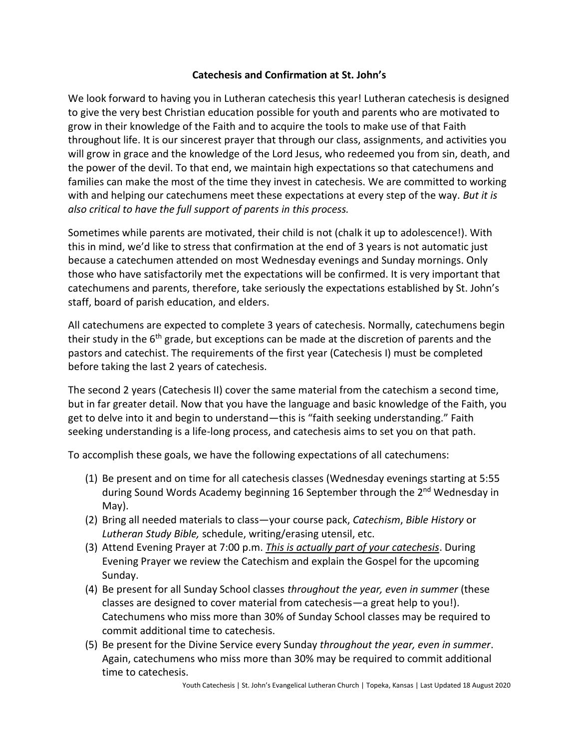**Catechesis and Confirmation at St. John's**

We look forward to having you in Lutheran catechesis this year! Lutheran catechesis is designed to give the very best Christian education possible for youth and parents who are motivated to grow in their knowledge of the Faith and to acquire the tools to make use of that Faith throughout life. It is our sincerest prayer that through our class, assignments, and activities you will grow in grace and the knowledge of the Lord Jesus, who redeemed you from sin, death, and the power of the devil. To that end, we maintain high expectations so that catechumens and families can make the most of the time they invest in catechesis. We are committed to working with and helping our catechumens meet these expectations at every step of the way. *But it is also critical to have the full support of parents in this process.*

Sometimes while parents are motivated, their child is not (chalk it up to adolescence!). With this in mind, we'd like to stress that confirmation at the end of 3 years is not automatic just because a catechumen attended on most Wednesday evenings and Sunday mornings. Only those who have satisfactorily met the expectations will be confirmed. It is very important that catechumens and parents, therefore, take seriously the expectations established by St. John's staff, board of parish education, and elders.

All catechumens are expected to complete 3 years of catechesis. Normally, catechumens begin their study in the 6th grade, but exceptions can be made at the discretion of parents and the pastors and catechist. The requirements of the first year (Catechesis I) must be completed before taking the last 2 years of catechesis.

The second 2 years (Catechesis II) cover the same material from the catechism a second time, but in far greater detail. Now that you have the language and basic knowledge of the Faith, you get to delve into it and begin to understand—this is "faith seeking understanding." Faith seeking understanding is a life-long process, and catechesis aims to set you on that path.

To accomplish these goals, we have the following expectations of all catechumens:

(1) Be present and on time for all catechesis classes (Wednesday evenings starting at 5:55 during Sound Words Academy beginning 16 September through the 2nd Wednesday in May).
(2) Bring all needed materials to class—your course pack, *Catechism*, *Bible History* or *Lutheran Study Bible,* schedule, writing/erasing utensil, etc.
(3) Attend Evening Prayer at 7:00 p.m. *This is actually part of your catechesis*. During Evening Prayer we review the Catechism and explain the Gospel for the upcoming Sunday.
(4) Be present for all Sunday School classes *throughout the year, even in summer* (these classes are designed to cover material from catechesis—a great help to you!). Catechumens who miss more than 30% of Sunday School classes may be required to commit additional time to catechesis.
(5) Be present for the Divine Service every Sunday *throughout the year, even in summer*. Again, catechumens who miss more than 30% may be required to commit additional time to catechesis.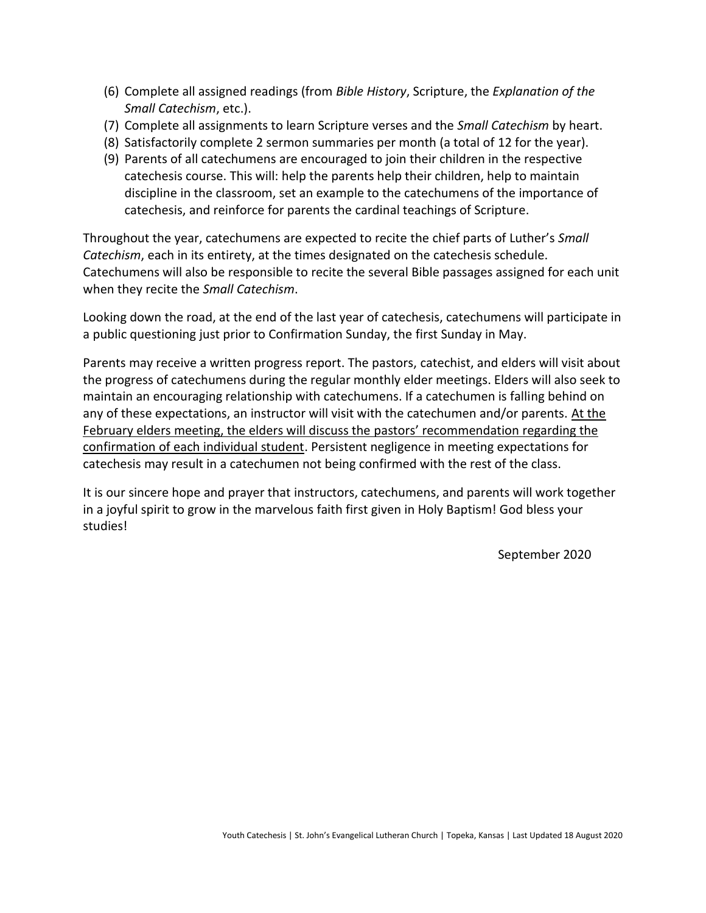(6) Complete all assigned readings (from *Bible History*, Scripture, the *Explanation of the Small Catechism*, etc.).
(7) Complete all assignments to learn Scripture verses and the *Small Catechism* by heart.
(8) Satisfactorily complete 2 sermon summaries per month (a total of 12 for the year).
(9) Parents of all catechumens are encouraged to join their children in the respective catechesis course. This will: help the parents help their children, help to maintain discipline in the classroom, set an example to the catechumens of the importance of catechesis, and reinforce for parents the cardinal teachings of Scripture.

Throughout the year, catechumens are expected to recite the chief parts of Luther's *Small Catechism*, each in its entirety, at the times designated on the catechesis schedule. Catechumens will also be responsible to recite the several Bible passages assigned for each unit when they recite the *Small Catechism*.

Looking down the road, at the end of the last year of catechesis, catechumens will participate in a public questioning just prior to Confirmation Sunday, the first Sunday in May.

Parents may receive a written progress report. The pastors, catechist, and elders will visit about the progress of catechumens during the regular monthly elder meetings. Elders will also seek to maintain an encouraging relationship with catechumens. If a catechumen is falling behind on any of these expectations, an instructor will visit with the catechumen and/or parents. <u>At the February elders meeting, the elders will discuss the pastors' recommendation regarding the confirmation of each individual student</u>. Persistent negligence in meeting expectations for catechesis may result in a catechumen not being confirmed with the rest of the class.

It is our sincere hope and prayer that instructors, catechumens, and parents will work together in a joyful spirit to grow in the marvelous faith first given in Holy Baptism! God bless your studies!

September 2020